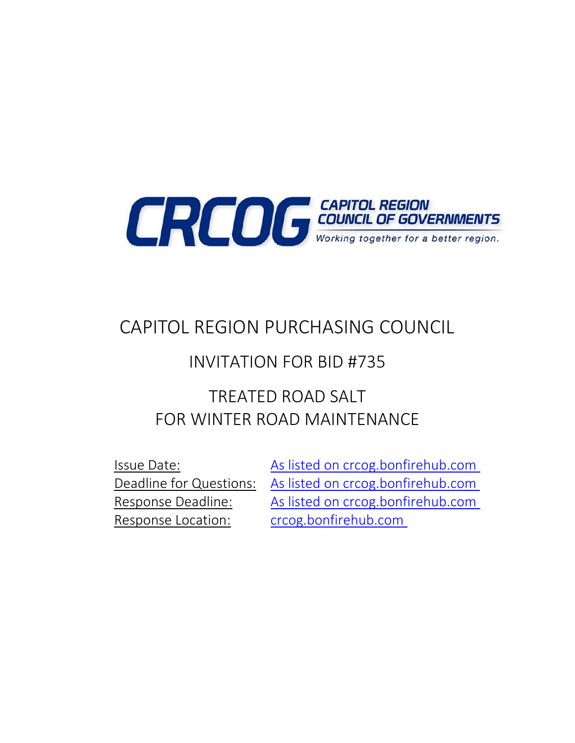CRCOG CAPITOL REGION COUNCIL OF GOVERNMENTS

*Working together for a better region.*

# CAPITOL REGION PURCHASING COUNCIL

## INVITATION FOR BID #735

## TREATED ROAD SALT FOR WINTER ROAD MAINTENANCE

Issue Date: As listed on crcog.bonfirehub.com

Deadline for Questions: As listed on crcog.bonfirehub.com

Response Deadline: As listed on crcog.bonfirehub.com

Response Location: crcog.bonfirehub.com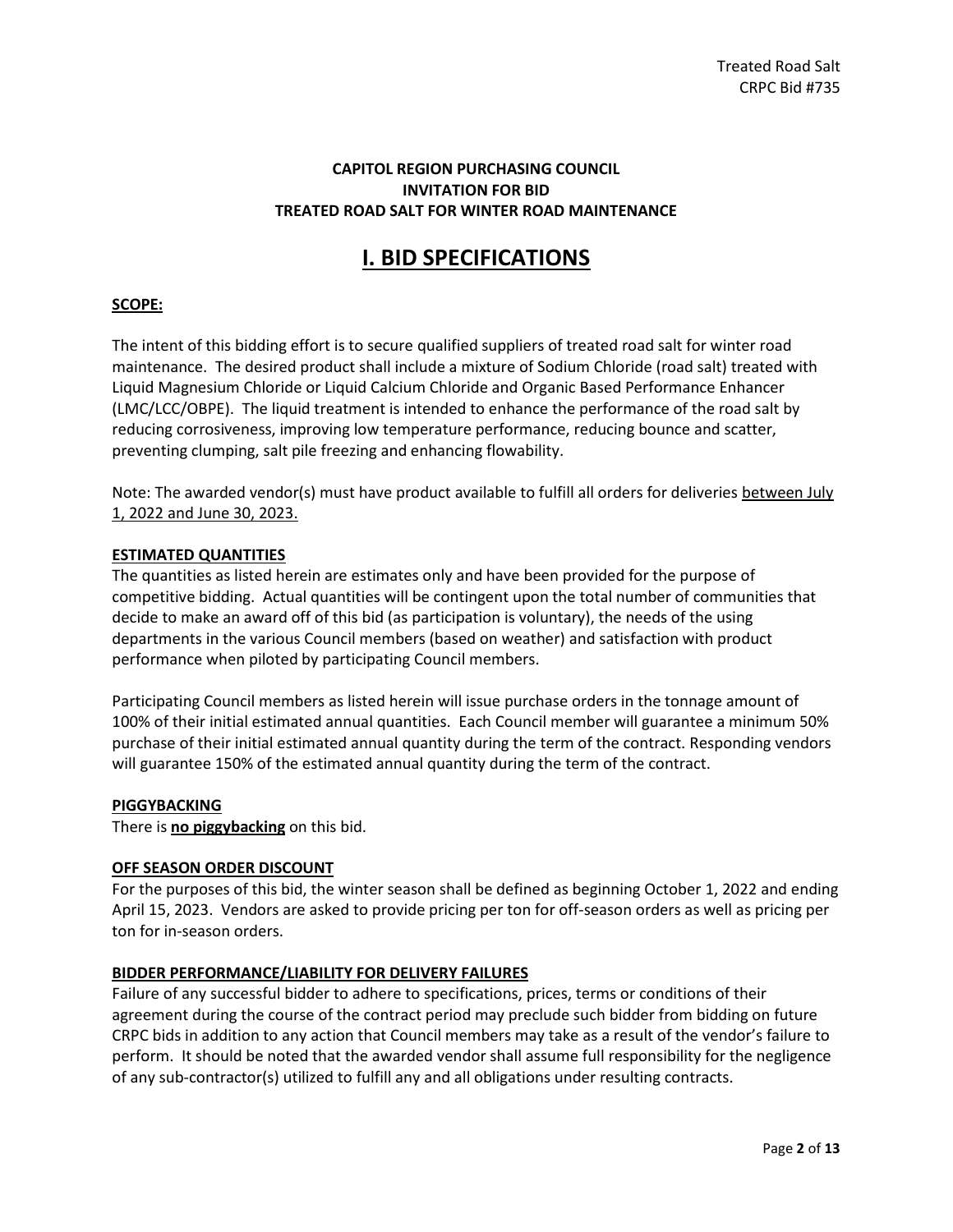**CAPITOL REGION PURCHASING COUNCIL**
**INVITATION FOR BID**
**TREATED ROAD SALT FOR WINTER ROAD MAINTENANCE**

# I. BID SPECIFICATIONS

**SCOPE:**

The intent of this bidding effort is to secure qualified suppliers of treated road salt for winter road maintenance. The desired product shall include a mixture of Sodium Chloride (road salt) treated with Liquid Magnesium Chloride or Liquid Calcium Chloride and Organic Based Performance Enhancer (LMC/LCC/OBPE). The liquid treatment is intended to enhance the performance of the road salt by reducing corrosiveness, improving low temperature performance, reducing bounce and scatter, preventing clumping, salt pile freezing and enhancing flowability.

Note: The awarded vendor(s) must have product available to fulfill all orders for deliveries between July 1, 2022 and June 30, 2023.

**ESTIMATED QUANTITIES**

The quantities as listed herein are estimates only and have been provided for the purpose of competitive bidding. Actual quantities will be contingent upon the total number of communities that decide to make an award off of this bid (as participation is voluntary), the needs of the using departments in the various Council members (based on weather) and satisfaction with product performance when piloted by participating Council members.

Participating Council members as listed herein will issue purchase orders in the tonnage amount of 100% of their initial estimated annual quantities. Each Council member will guarantee a minimum 50% purchase of their initial estimated annual quantity during the term of the contract. Responding vendors will guarantee 150% of the estimated annual quantity during the term of the contract.

**PIGGYBACKING**

There is **no piggybacking** on this bid.

**OFF SEASON ORDER DISCOUNT**

For the purposes of this bid, the winter season shall be defined as beginning October 1, 2022 and ending April 15, 2023. Vendors are asked to provide pricing per ton for off-season orders as well as pricing per ton for in-season orders.

**BIDDER PERFORMANCE/LIABILITY FOR DELIVERY FAILURES**

Failure of any successful bidder to adhere to specifications, prices, terms or conditions of their agreement during the course of the contract period may preclude such bidder from bidding on future CRPC bids in addition to any action that Council members may take as a result of the vendor's failure to perform. It should be noted that the awarded vendor shall assume full responsibility for the negligence of any sub-contractor(s) utilized to fulfill any and all obligations under resulting contracts.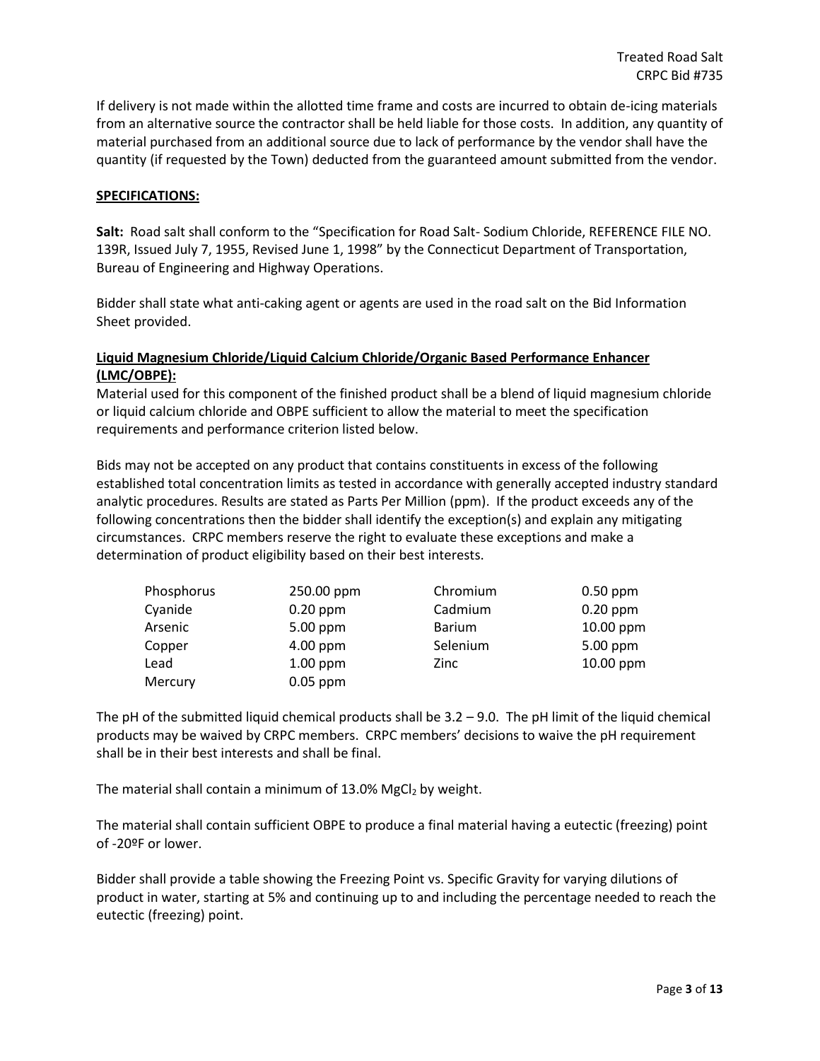If delivery is not made within the allotted time frame and costs are incurred to obtain de-icing materials from an alternative source the contractor shall be held liable for those costs. In addition, any quantity of material purchased from an additional source due to lack of performance by the vendor shall have the quantity (if requested by the Town) deducted from the guaranteed amount submitted from the vendor.

**SPECIFICATIONS:**

**Salt:** Road salt shall conform to the "Specification for Road Salt- Sodium Chloride, REFERENCE FILE NO. 139R, Issued July 7, 1955, Revised June 1, 1998" by the Connecticut Department of Transportation, Bureau of Engineering and Highway Operations.

Bidder shall state what anti-caking agent or agents are used in the road salt on the Bid Information Sheet provided.

**Liquid Magnesium Chloride/Liquid Calcium Chloride/Organic Based Performance Enhancer (LMC/OBPE):**

Material used for this component of the finished product shall be a blend of liquid magnesium chloride or liquid calcium chloride and OBPE sufficient to allow the material to meet the specification requirements and performance criterion listed below.

Bids may not be accepted on any product that contains constituents in excess of the following established total concentration limits as tested in accordance with generally accepted industry standard analytic procedures. Results are stated as Parts Per Million (ppm). If the product exceeds any of the following concentrations then the bidder shall identify the exception(s) and explain any mitigating circumstances. CRPC members reserve the right to evaluate these exceptions and make a determination of product eligibility based on their best interests.

| | | | |
|---|---|---|---|
| Phosphorus | 250.00 ppm | Chromium | 0.50 ppm |
| Cyanide | 0.20 ppm | Cadmium | 0.20 ppm |
| Arsenic | 5.00 ppm | Barium | 10.00 ppm |
| Copper | 4.00 ppm | Selenium | 5.00 ppm |
| Lead | 1.00 ppm | Zinc | 10.00 ppm |
| Mercury | 0.05 ppm | | |

The pH of the submitted liquid chemical products shall be 3.2 – 9.0. The pH limit of the liquid chemical products may be waived by CRPC members. CRPC members' decisions to waive the pH requirement shall be in their best interests and shall be final.

The material shall contain a minimum of 13.0% $MgCl_2$ by weight.

The material shall contain sufficient OBPE to produce a final material having a eutectic (freezing) point of -20ºF or lower.

Bidder shall provide a table showing the Freezing Point vs. Specific Gravity for varying dilutions of product in water, starting at 5% and continuing up to and including the percentage needed to reach the eutectic (freezing) point.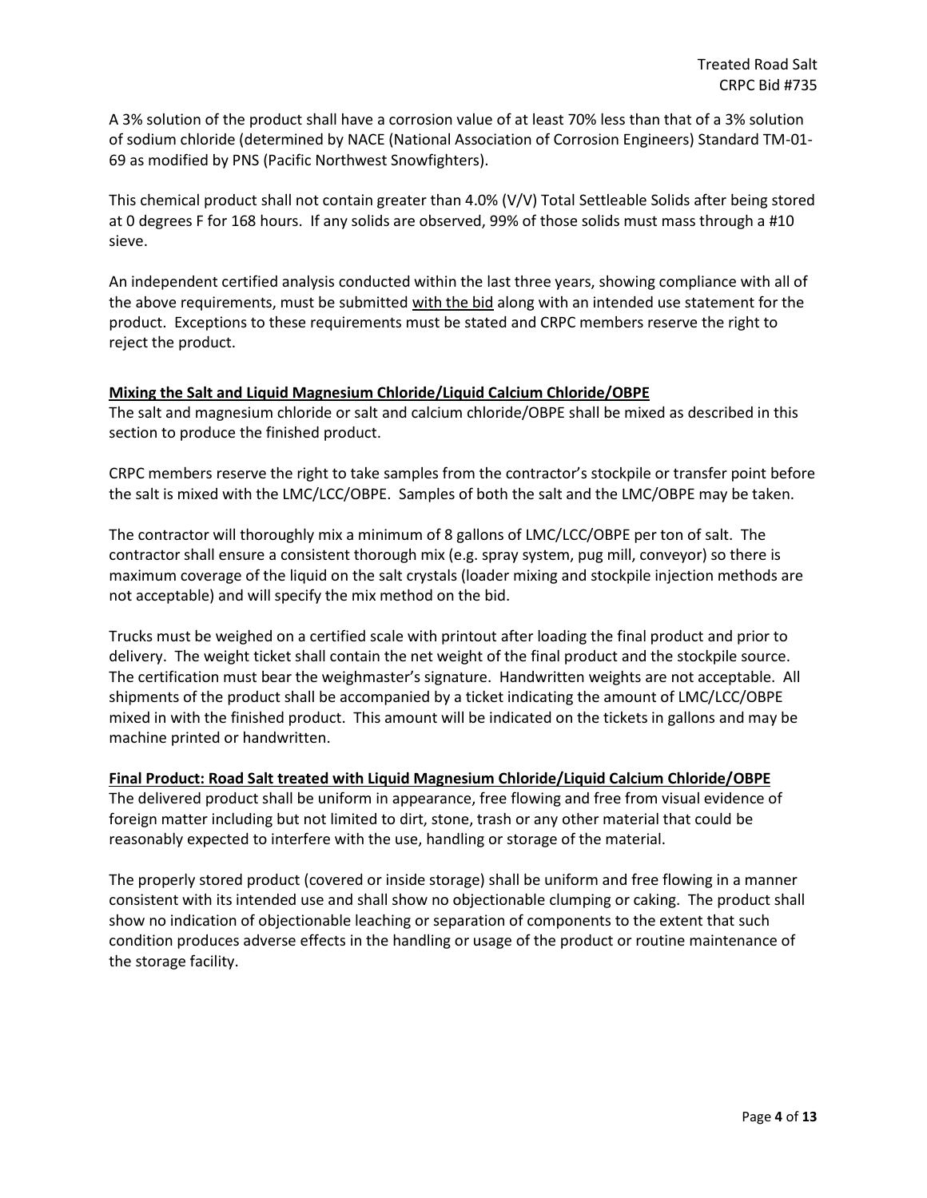A 3% solution of the product shall have a corrosion value of at least 70% less than that of a 3% solution of sodium chloride (determined by NACE (National Association of Corrosion Engineers) Standard TM-01-69 as modified by PNS (Pacific Northwest Snowfighters).

This chemical product shall not contain greater than 4.0% (V/V) Total Settleable Solids after being stored at 0 degrees F for 168 hours. If any solids are observed, 99% of those solids must mass through a #10 sieve.

An independent certified analysis conducted within the last three years, showing compliance with all of the above requirements, must be submitted with the bid along with an intended use statement for the product. Exceptions to these requirements must be stated and CRPC members reserve the right to reject the product.

**Mixing the Salt and Liquid Magnesium Chloride/Liquid Calcium Chloride/OBPE**

The salt and magnesium chloride or salt and calcium chloride/OBPE shall be mixed as described in this section to produce the finished product.

CRPC members reserve the right to take samples from the contractor's stockpile or transfer point before the salt is mixed with the LMC/LCC/OBPE. Samples of both the salt and the LMC/OBPE may be taken.

The contractor will thoroughly mix a minimum of 8 gallons of LMC/LCC/OBPE per ton of salt. The contractor shall ensure a consistent thorough mix (e.g. spray system, pug mill, conveyor) so there is maximum coverage of the liquid on the salt crystals (loader mixing and stockpile injection methods are not acceptable) and will specify the mix method on the bid.

Trucks must be weighed on a certified scale with printout after loading the final product and prior to delivery. The weight ticket shall contain the net weight of the final product and the stockpile source. The certification must bear the weighmaster's signature. Handwritten weights are not acceptable. All shipments of the product shall be accompanied by a ticket indicating the amount of LMC/LCC/OBPE mixed in with the finished product. This amount will be indicated on the tickets in gallons and may be machine printed or handwritten.

**Final Product: Road Salt treated with Liquid Magnesium Chloride/Liquid Calcium Chloride/OBPE**

The delivered product shall be uniform in appearance, free flowing and free from visual evidence of foreign matter including but not limited to dirt, stone, trash or any other material that could be reasonably expected to interfere with the use, handling or storage of the material.

The properly stored product (covered or inside storage) shall be uniform and free flowing in a manner consistent with its intended use and shall show no objectionable clumping or caking. The product shall show no indication of objectionable leaching or separation of components to the extent that such condition produces adverse effects in the handling or usage of the product or routine maintenance of the storage facility.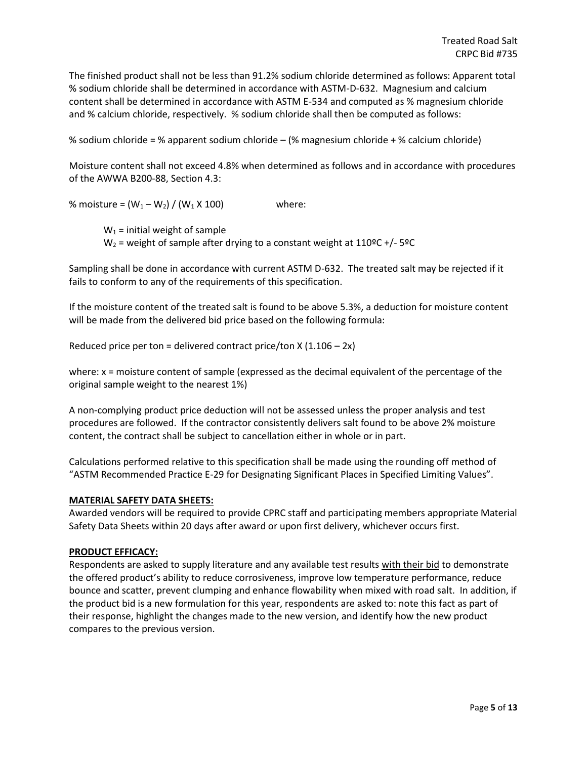The finished product shall not be less than 91.2% sodium chloride determined as follows: Apparent total % sodium chloride shall be determined in accordance with ASTM-D-632. Magnesium and calcium content shall be determined in accordance with ASTM E-534 and computed as % magnesium chloride and % calcium chloride, respectively. % sodium chloride shall then be computed as follows:

% sodium chloride = % apparent sodium chloride – (% magnesium chloride + % calcium chloride)

Moisture content shall not exceed 4.8% when determined as follows and in accordance with procedures of the AWWA B200-88, Section 4.3:

% moisture = $(W_1 – W_2) / (W_1 X 100)$ where:

$W_1$ = initial weight of sample
$W_2$ = weight of sample after drying to a constant weight at 110ºC +/- 5ºC

Sampling shall be done in accordance with current ASTM D-632. The treated salt may be rejected if it fails to conform to any of the requirements of this specification.

If the moisture content of the treated salt is found to be above 5.3%, a deduction for moisture content will be made from the delivered bid price based on the following formula:

Reduced price per ton = delivered contract price/ton X (1.106 – 2x)

where: x = moisture content of sample (expressed as the decimal equivalent of the percentage of the original sample weight to the nearest 1%)

A non-complying product price deduction will not be assessed unless the proper analysis and test procedures are followed. If the contractor consistently delivers salt found to be above 2% moisture content, the contract shall be subject to cancellation either in whole or in part.

Calculations performed relative to this specification shall be made using the rounding off method of "ASTM Recommended Practice E-29 for Designating Significant Places in Specified Limiting Values".

**MATERIAL SAFETY DATA SHEETS:**
Awarded vendors will be required to provide CPRC staff and participating members appropriate Material Safety Data Sheets within 20 days after award or upon first delivery, whichever occurs first.

**PRODUCT EFFICACY:**
Respondents are asked to supply literature and any available test results with their bid to demonstrate the offered product's ability to reduce corrosiveness, improve low temperature performance, reduce bounce and scatter, prevent clumping and enhance flowability when mixed with road salt. In addition, if the product bid is a new formulation for this year, respondents are asked to: note this fact as part of their response, highlight the changes made to the new version, and identify how the new product compares to the previous version.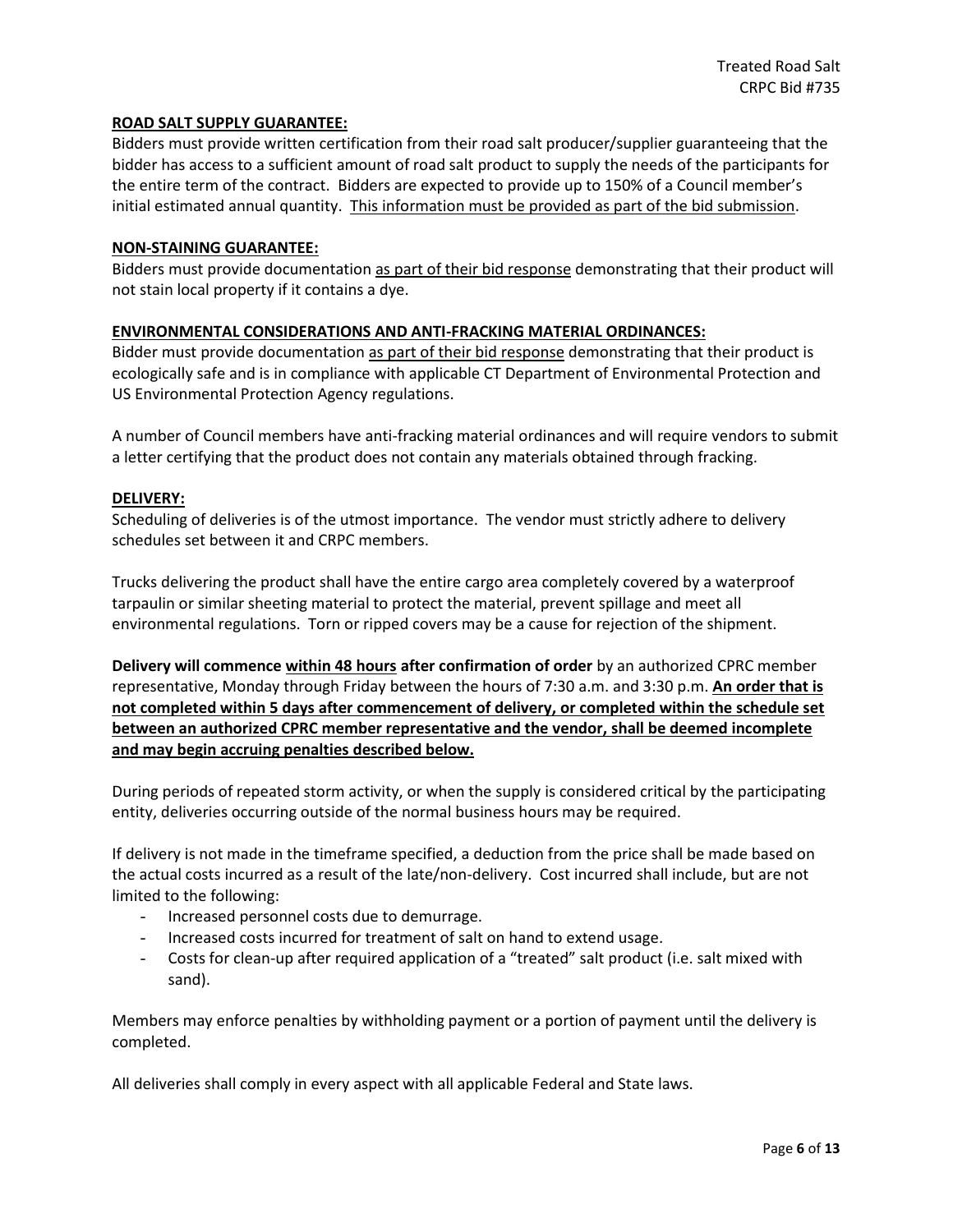**ROAD SALT SUPPLY GUARANTEE:**

Bidders must provide written certification from their road salt producer/supplier guaranteeing that the bidder has access to a sufficient amount of road salt product to supply the needs of the participants for the entire term of the contract. Bidders are expected to provide up to 150% of a Council member's initial estimated annual quantity. This information must be provided as part of the bid submission.

**NON-STAINING GUARANTEE:**

Bidders must provide documentation as part of their bid response demonstrating that their product will not stain local property if it contains a dye.

**ENVIRONMENTAL CONSIDERATIONS AND ANTI-FRACKING MATERIAL ORDINANCES:**

Bidder must provide documentation as part of their bid response demonstrating that their product is ecologically safe and is in compliance with applicable CT Department of Environmental Protection and US Environmental Protection Agency regulations.

A number of Council members have anti-fracking material ordinances and will require vendors to submit a letter certifying that the product does not contain any materials obtained through fracking.

**DELIVERY:**

Scheduling of deliveries is of the utmost importance. The vendor must strictly adhere to delivery schedules set between it and CRPC members.

Trucks delivering the product shall have the entire cargo area completely covered by a waterproof tarpaulin or similar sheeting material to protect the material, prevent spillage and meet all environmental regulations. Torn or ripped covers may be a cause for rejection of the shipment.

**Delivery will commence within 48 hours after confirmation of order** by an authorized CPRC member representative, Monday through Friday between the hours of 7:30 a.m. and 3:30 p.m. **An order that is not completed within 5 days after commencement of delivery, or completed within the schedule set between an authorized CPRC member representative and the vendor, shall be deemed incomplete and may begin accruing penalties described below.**

During periods of repeated storm activity, or when the supply is considered critical by the participating entity, deliveries occurring outside of the normal business hours may be required.

If delivery is not made in the timeframe specified, a deduction from the price shall be made based on the actual costs incurred as a result of the late/non-delivery. Cost incurred shall include, but are not limited to the following:

- Increased personnel costs due to demurrage.
- Increased costs incurred for treatment of salt on hand to extend usage.
- Costs for clean-up after required application of a "treated" salt product (i.e. salt mixed with sand).

Members may enforce penalties by withholding payment or a portion of payment until the delivery is completed.

All deliveries shall comply in every aspect with all applicable Federal and State laws.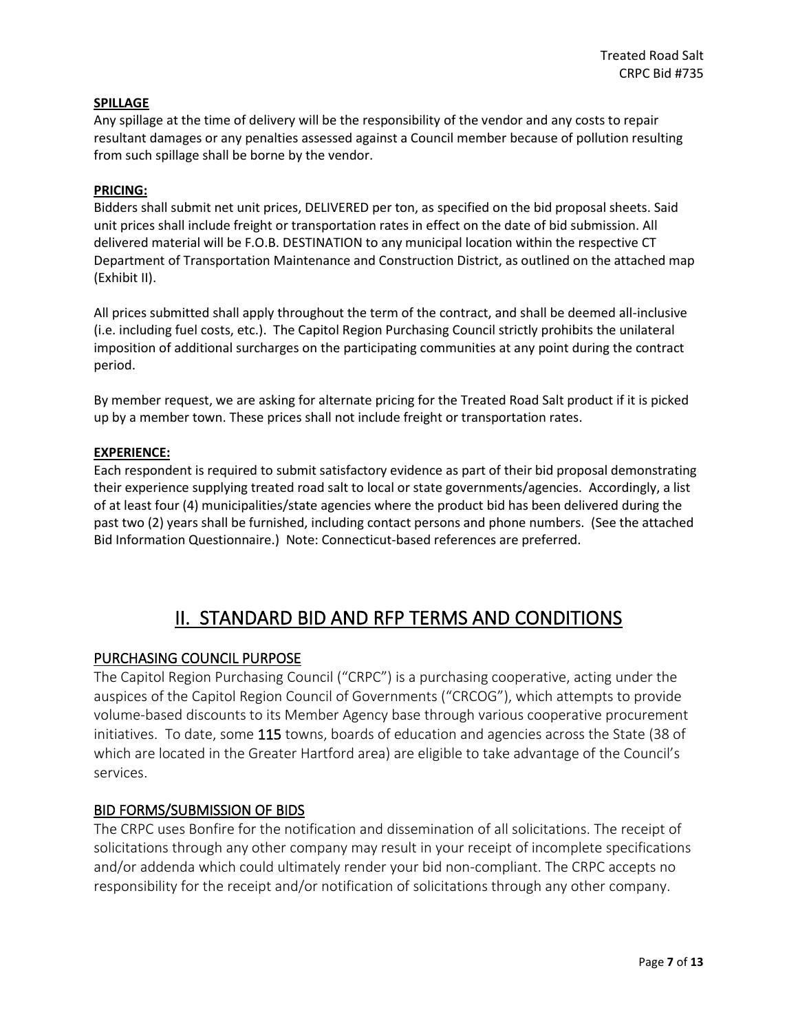**SPILLAGE**

Any spillage at the time of delivery will be the responsibility of the vendor and any costs to repair resultant damages or any penalties assessed against a Council member because of pollution resulting from such spillage shall be borne by the vendor.

**PRICING:**

Bidders shall submit net unit prices, DELIVERED per ton, as specified on the bid proposal sheets. Said unit prices shall include freight or transportation rates in effect on the date of bid submission. All delivered material will be F.O.B. DESTINATION to any municipal location within the respective CT Department of Transportation Maintenance and Construction District, as outlined on the attached map (Exhibit II).

All prices submitted shall apply throughout the term of the contract, and shall be deemed all-inclusive (i.e. including fuel costs, etc.). The Capitol Region Purchasing Council strictly prohibits the unilateral imposition of additional surcharges on the participating communities at any point during the contract period.

By member request, we are asking for alternate pricing for the Treated Road Salt product if it is picked up by a member town. These prices shall not include freight or transportation rates.

**EXPERIENCE:**

Each respondent is required to submit satisfactory evidence as part of their bid proposal demonstrating their experience supplying treated road salt to local or state governments/agencies. Accordingly, a list of at least four (4) municipalities/state agencies where the product bid has been delivered during the past two (2) years shall be furnished, including contact persons and phone numbers. (See the attached Bid Information Questionnaire.) Note: Connecticut-based references are preferred.

# II. STANDARD BID AND RFP TERMS AND CONDITIONS

## PURCHASING COUNCIL PURPOSE

The Capitol Region Purchasing Council ("CRPC") is a purchasing cooperative, acting under the auspices of the Capitol Region Council of Governments ("CRCOG"), which attempts to provide volume-based discounts to its Member Agency base through various cooperative procurement initiatives. To date, some 115 towns, boards of education and agencies across the State (38 of which are located in the Greater Hartford area) are eligible to take advantage of the Council's services.

## BID FORMS/SUBMISSION OF BIDS

The CRPC uses Bonfire for the notification and dissemination of all solicitations. The receipt of solicitations through any other company may result in your receipt of incomplete specifications and/or addenda which could ultimately render your bid non-compliant. The CRPC accepts no responsibility for the receipt and/or notification of solicitations through any other company.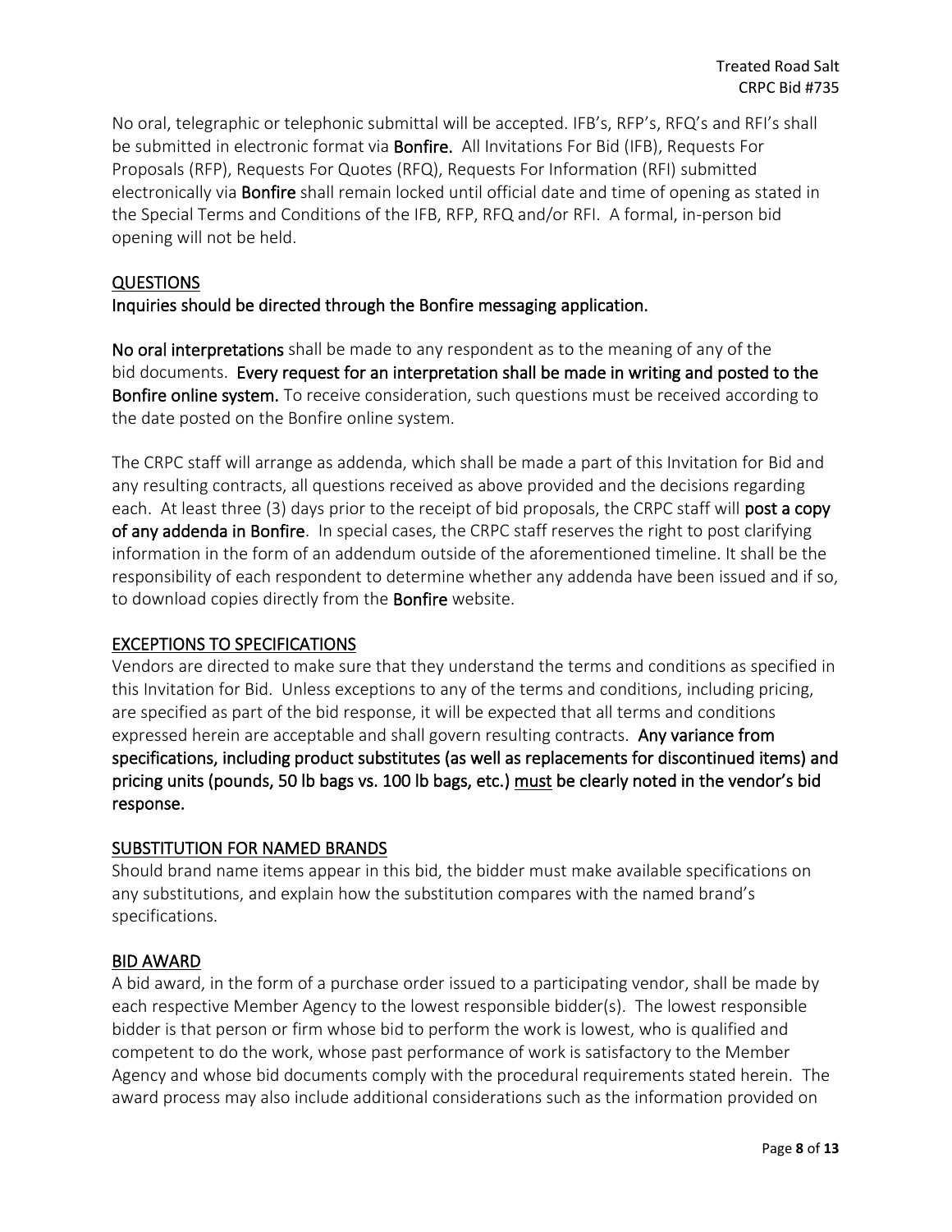No oral, telegraphic or telephonic submittal will be accepted. IFB's, RFP's, RFQ's and RFI's shall be submitted in electronic format via **Bonfire.** All Invitations For Bid (IFB), Requests For Proposals (RFP), Requests For Quotes (RFQ), Requests For Information (RFI) submitted electronically via **Bonfire** shall remain locked until official date and time of opening as stated in the Special Terms and Conditions of the IFB, RFP, RFQ and/or RFI. A formal, in-person bid opening will not be held.

## QUESTIONS

**Inquiries should be directed through the Bonfire messaging application.**

**No oral interpretations** shall be made to any respondent as to the meaning of any of the bid documents. **Every request for an interpretation shall be made in writing and posted to the Bonfire online system.** To receive consideration, such questions must be received according to the date posted on the Bonfire online system.

The CRPC staff will arrange as addenda, which shall be made a part of this Invitation for Bid and any resulting contracts, all questions received as above provided and the decisions regarding each. At least three (3) days prior to the receipt of bid proposals, the CRPC staff will **post a copy of any addenda in Bonfire**. In special cases, the CRPC staff reserves the right to post clarifying information in the form of an addendum outside of the aforementioned timeline. It shall be the responsibility of each respondent to determine whether any addenda have been issued and if so, to download copies directly from the **Bonfire** website.

## EXCEPTIONS TO SPECIFICATIONS

Vendors are directed to make sure that they understand the terms and conditions as specified in this Invitation for Bid. Unless exceptions to any of the terms and conditions, including pricing, are specified as part of the bid response, it will be expected that all terms and conditions expressed herein are acceptable and shall govern resulting contracts. **Any variance from specifications, including product substitutes (as well as replacements for discontinued items) and pricing units (pounds, 50 lb bags vs. 100 lb bags, etc.) must be clearly noted in the vendor's bid response.**

## SUBSTITUTION FOR NAMED BRANDS

Should brand name items appear in this bid, the bidder must make available specifications on any substitutions, and explain how the substitution compares with the named brand's specifications.

## BID AWARD

A bid award, in the form of a purchase order issued to a participating vendor, shall be made by each respective Member Agency to the lowest responsible bidder(s). The lowest responsible bidder is that person or firm whose bid to perform the work is lowest, who is qualified and competent to do the work, whose past performance of work is satisfactory to the Member Agency and whose bid documents comply with the procedural requirements stated herein. The award process may also include additional considerations such as the information provided on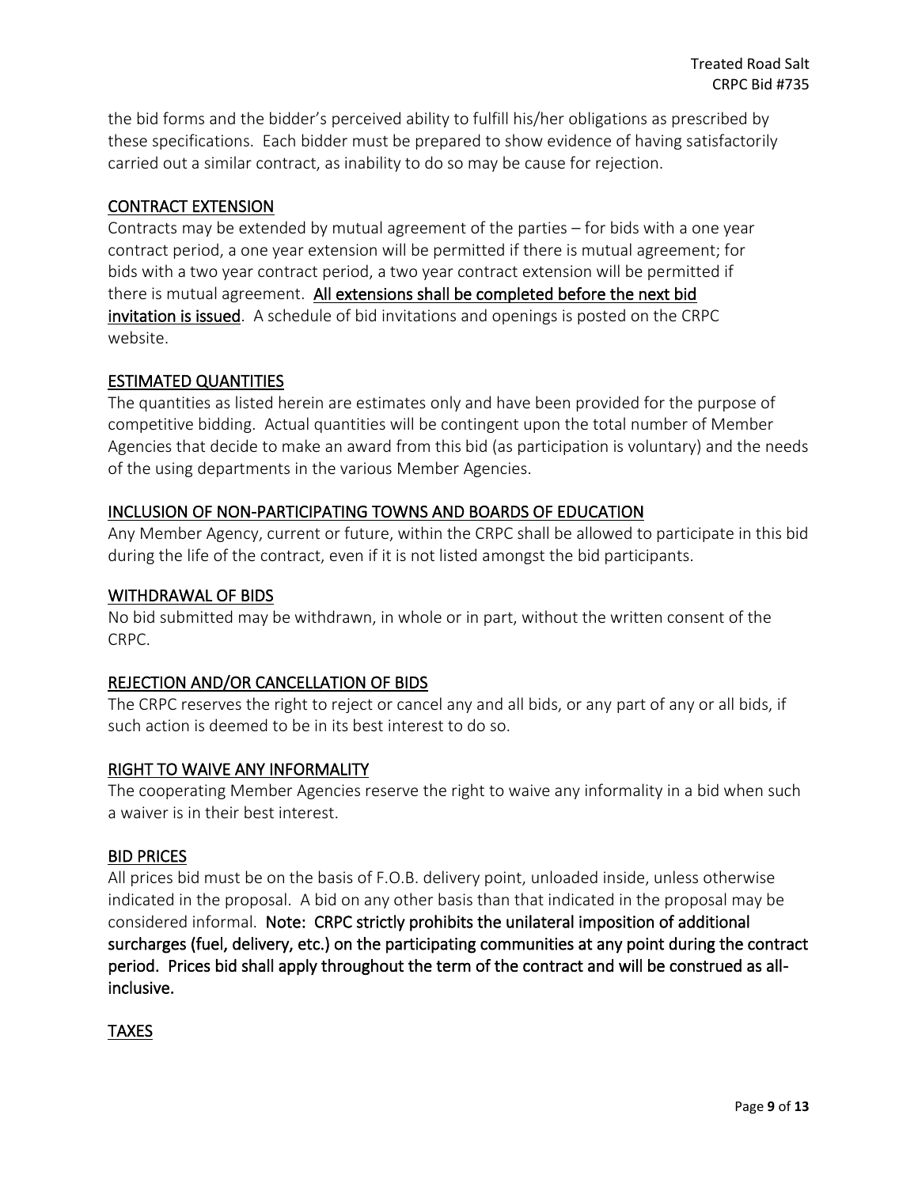the bid forms and the bidder's perceived ability to fulfill his/her obligations as prescribed by these specifications. Each bidder must be prepared to show evidence of having satisfactorily carried out a similar contract, as inability to do so may be cause for rejection.

## CONTRACT EXTENSION

Contracts may be extended by mutual agreement of the parties – for bids with a one year contract period, a one year extension will be permitted if there is mutual agreement; for bids with a two year contract period, a two year contract extension will be permitted if there is mutual agreement. **All extensions shall be completed before the next bid invitation is issued**. A schedule of bid invitations and openings is posted on the CRPC website.

## ESTIMATED QUANTITIES

The quantities as listed herein are estimates only and have been provided for the purpose of competitive bidding. Actual quantities will be contingent upon the total number of Member Agencies that decide to make an award from this bid (as participation is voluntary) and the needs of the using departments in the various Member Agencies.

## INCLUSION OF NON-PARTICIPATING TOWNS AND BOARDS OF EDUCATION

Any Member Agency, current or future, within the CRPC shall be allowed to participate in this bid during the life of the contract, even if it is not listed amongst the bid participants.

## WITHDRAWAL OF BIDS

No bid submitted may be withdrawn, in whole or in part, without the written consent of the CRPC.

## REJECTION AND/OR CANCELLATION OF BIDS

The CRPC reserves the right to reject or cancel any and all bids, or any part of any or all bids, if such action is deemed to be in its best interest to do so.

## RIGHT TO WAIVE ANY INFORMALITY

The cooperating Member Agencies reserve the right to waive any informality in a bid when such a waiver is in their best interest.

## BID PRICES

All prices bid must be on the basis of F.O.B. delivery point, unloaded inside, unless otherwise indicated in the proposal. A bid on any other basis than that indicated in the proposal may be considered informal. **Note: CRPC strictly prohibits the unilateral imposition of additional surcharges (fuel, delivery, etc.) on the participating communities at any point during the contract period. Prices bid shall apply throughout the term of the contract and will be construed as all-inclusive.**

## TAXES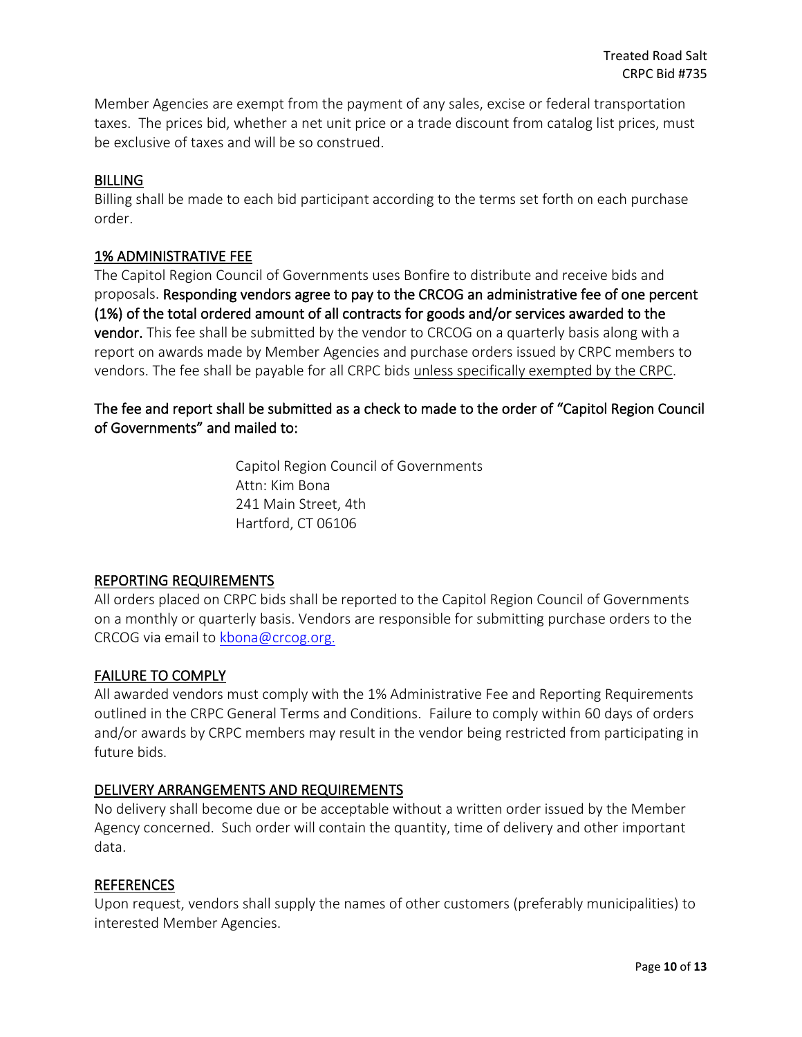Member Agencies are exempt from the payment of any sales, excise or federal transportation taxes. The prices bid, whether a net unit price or a trade discount from catalog list prices, must be exclusive of taxes and will be so construed.

## BILLING

Billing shall be made to each bid participant according to the terms set forth on each purchase order.

## 1% ADMINISTRATIVE FEE

The Capitol Region Council of Governments uses Bonfire to distribute and receive bids and proposals. **Responding vendors agree to pay to the CRCOG an administrative fee of one percent (1%) of the total ordered amount of all contracts for goods and/or services awarded to the vendor.** This fee shall be submitted by the vendor to CRCOG on a quarterly basis along with a report on awards made by Member Agencies and purchase orders issued by CRPC members to vendors. The fee shall be payable for all CRPC bids unless specifically exempted by the CRPC.

The fee and report shall be submitted as a check to made to the order of "Capitol Region Council of Governments" and mailed to:

Capitol Region Council of Governments
Attn: Kim Bona
241 Main Street, 4th
Hartford, CT 06106

## REPORTING REQUIREMENTS

All orders placed on CRPC bids shall be reported to the Capitol Region Council of Governments on a monthly or quarterly basis. Vendors are responsible for submitting purchase orders to the CRCOG via email to kbona@crcog.org.

## FAILURE TO COMPLY

All awarded vendors must comply with the 1% Administrative Fee and Reporting Requirements outlined in the CRPC General Terms and Conditions. Failure to comply within 60 days of orders and/or awards by CRPC members may result in the vendor being restricted from participating in future bids.

## DELIVERY ARRANGEMENTS AND REQUIREMENTS

No delivery shall become due or be acceptable without a written order issued by the Member Agency concerned. Such order will contain the quantity, time of delivery and other important data.

## REFERENCES

Upon request, vendors shall supply the names of other customers (preferably municipalities) to interested Member Agencies.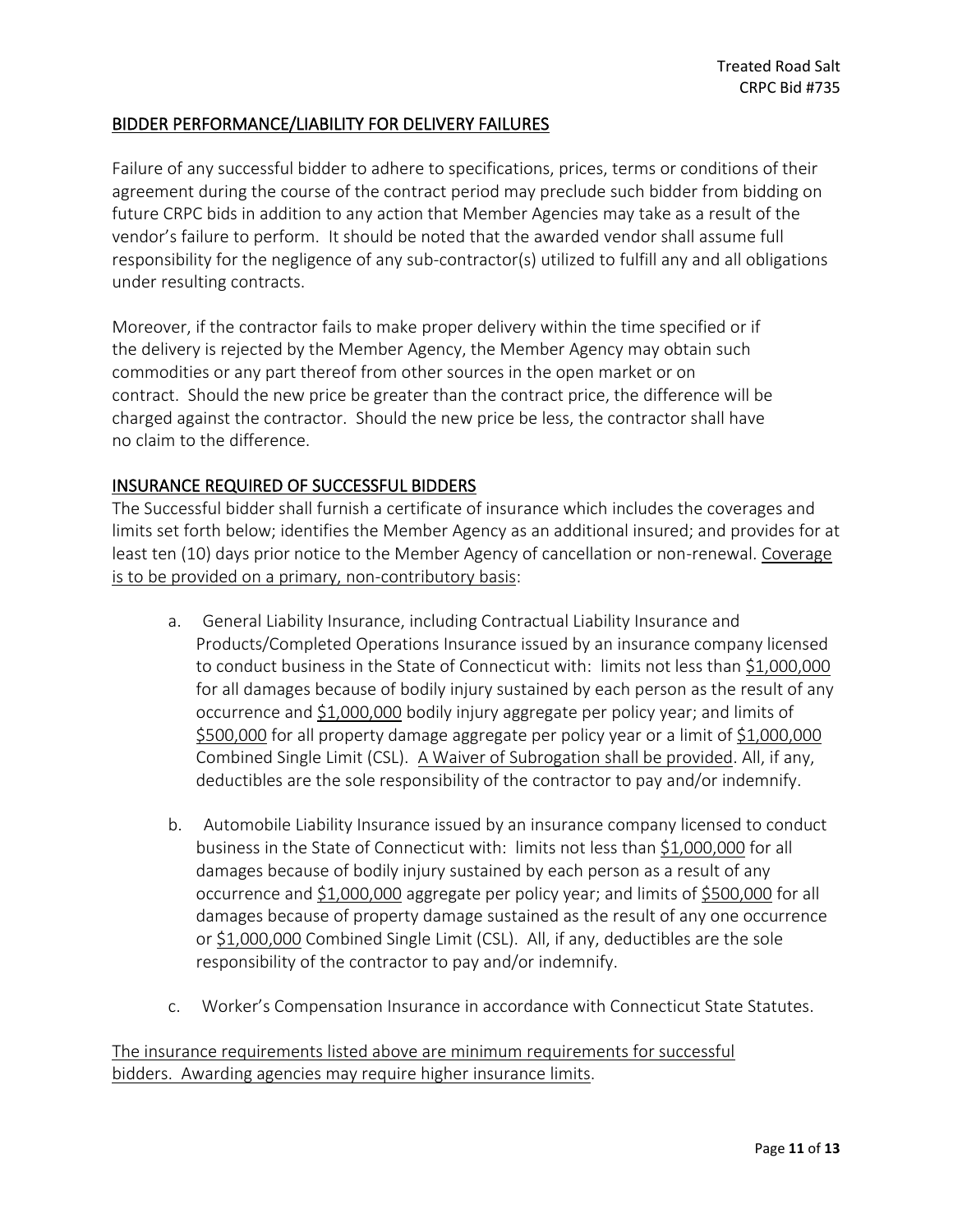## BIDDER PERFORMANCE/LIABILITY FOR DELIVERY FAILURES

Failure of any successful bidder to adhere to specifications, prices, terms or conditions of their agreement during the course of the contract period may preclude such bidder from bidding on future CRPC bids in addition to any action that Member Agencies may take as a result of the vendor's failure to perform. It should be noted that the awarded vendor shall assume full responsibility for the negligence of any sub-contractor(s) utilized to fulfill any and all obligations under resulting contracts.

Moreover, if the contractor fails to make proper delivery within the time specified or if the delivery is rejected by the Member Agency, the Member Agency may obtain such commodities or any part thereof from other sources in the open market or on contract. Should the new price be greater than the contract price, the difference will be charged against the contractor. Should the new price be less, the contractor shall have no claim to the difference.

## INSURANCE REQUIRED OF SUCCESSFUL BIDDERS

The Successful bidder shall furnish a certificate of insurance which includes the coverages and limits set forth below; identifies the Member Agency as an additional insured; and provides for at least ten (10) days prior notice to the Member Agency of cancellation or non-renewal. <u>Coverage is to be provided on a primary, non-contributory basis</u>:

a. General Liability Insurance, including Contractual Liability Insurance and Products/Completed Operations Insurance issued by an insurance company licensed to conduct business in the State of Connecticut with: limits not less than <u>$1,000,000</u> for all damages because of bodily injury sustained by each person as the result of any occurrence and <u>$1,000,000</u> bodily injury aggregate per policy year; and limits of <u>$500,000</u> for all property damage aggregate per policy year or a limit of <u>$1,000,000</u> Combined Single Limit (CSL). <u>A Waiver of Subrogation shall be provided</u>. All, if any, deductibles are the sole responsibility of the contractor to pay and/or indemnify.

b. Automobile Liability Insurance issued by an insurance company licensed to conduct business in the State of Connecticut with: limits not less than <u>$1,000,000</u> for all damages because of bodily injury sustained by each person as a result of any occurrence and <u>$1,000,000</u> aggregate per policy year; and limits of <u>$500,000</u> for all damages because of property damage sustained as the result of any one occurrence or <u>$1,000,000</u> Combined Single Limit (CSL). All, if any, deductibles are the sole responsibility of the contractor to pay and/or indemnify.

c. Worker's Compensation Insurance in accordance with Connecticut State Statutes.

<u>The insurance requirements listed above are minimum requirements for successful bidders. Awarding agencies may require higher insurance limits</u>.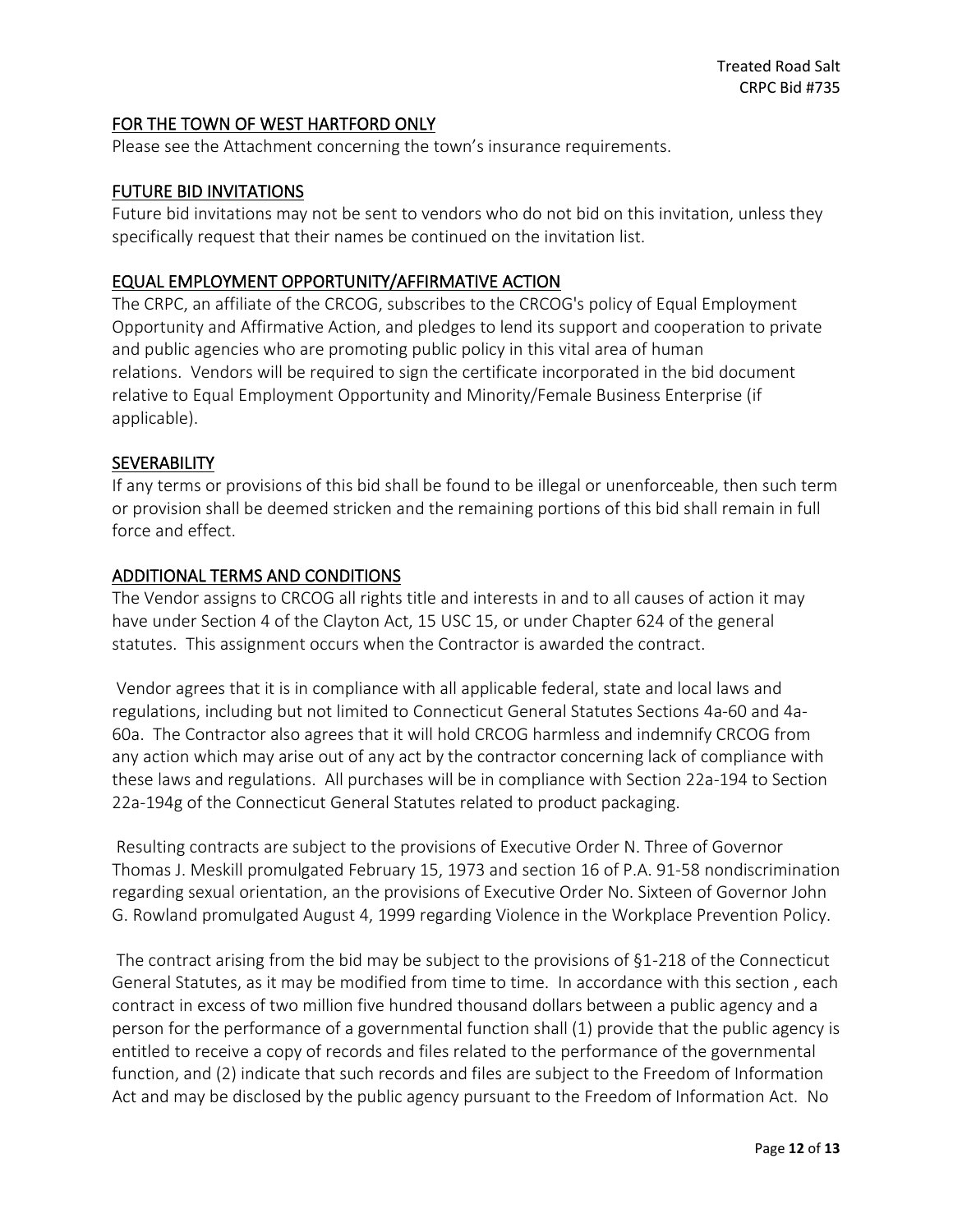## FOR THE TOWN OF WEST HARTFORD ONLY

Please see the Attachment concerning the town's insurance requirements.

## FUTURE BID INVITATIONS

Future bid invitations may not be sent to vendors who do not bid on this invitation, unless they specifically request that their names be continued on the invitation list.

## EQUAL EMPLOYMENT OPPORTUNITY/AFFIRMATIVE ACTION

The CRPC, an affiliate of the CRCOG, subscribes to the CRCOG's policy of Equal Employment Opportunity and Affirmative Action, and pledges to lend its support and cooperation to private and public agencies who are promoting public policy in this vital area of human relations. Vendors will be required to sign the certificate incorporated in the bid document relative to Equal Employment Opportunity and Minority/Female Business Enterprise (if applicable).

## SEVERABILITY

If any terms or provisions of this bid shall be found to be illegal or unenforceable, then such term or provision shall be deemed stricken and the remaining portions of this bid shall remain in full force and effect.

## ADDITIONAL TERMS AND CONDITIONS

The Vendor assigns to CRCOG all rights title and interests in and to all causes of action it may have under Section 4 of the Clayton Act, 15 USC 15, or under Chapter 624 of the general statutes. This assignment occurs when the Contractor is awarded the contract.

Vendor agrees that it is in compliance with all applicable federal, state and local laws and regulations, including but not limited to Connecticut General Statutes Sections 4a-60 and 4a-60a. The Contractor also agrees that it will hold CRCOG harmless and indemnify CRCOG from any action which may arise out of any act by the contractor concerning lack of compliance with these laws and regulations. All purchases will be in compliance with Section 22a-194 to Section 22a-194g of the Connecticut General Statutes related to product packaging.

Resulting contracts are subject to the provisions of Executive Order N. Three of Governor Thomas J. Meskill promulgated February 15, 1973 and section 16 of P.A. 91-58 nondiscrimination regarding sexual orientation, an the provisions of Executive Order No. Sixteen of Governor John G. Rowland promulgated August 4, 1999 regarding Violence in the Workplace Prevention Policy.

The contract arising from the bid may be subject to the provisions of §1-218 of the Connecticut General Statutes, as it may be modified from time to time. In accordance with this section , each contract in excess of two million five hundred thousand dollars between a public agency and a person for the performance of a governmental function shall (1) provide that the public agency is entitled to receive a copy of records and files related to the performance of the governmental function, and (2) indicate that such records and files are subject to the Freedom of Information Act and may be disclosed by the public agency pursuant to the Freedom of Information Act. No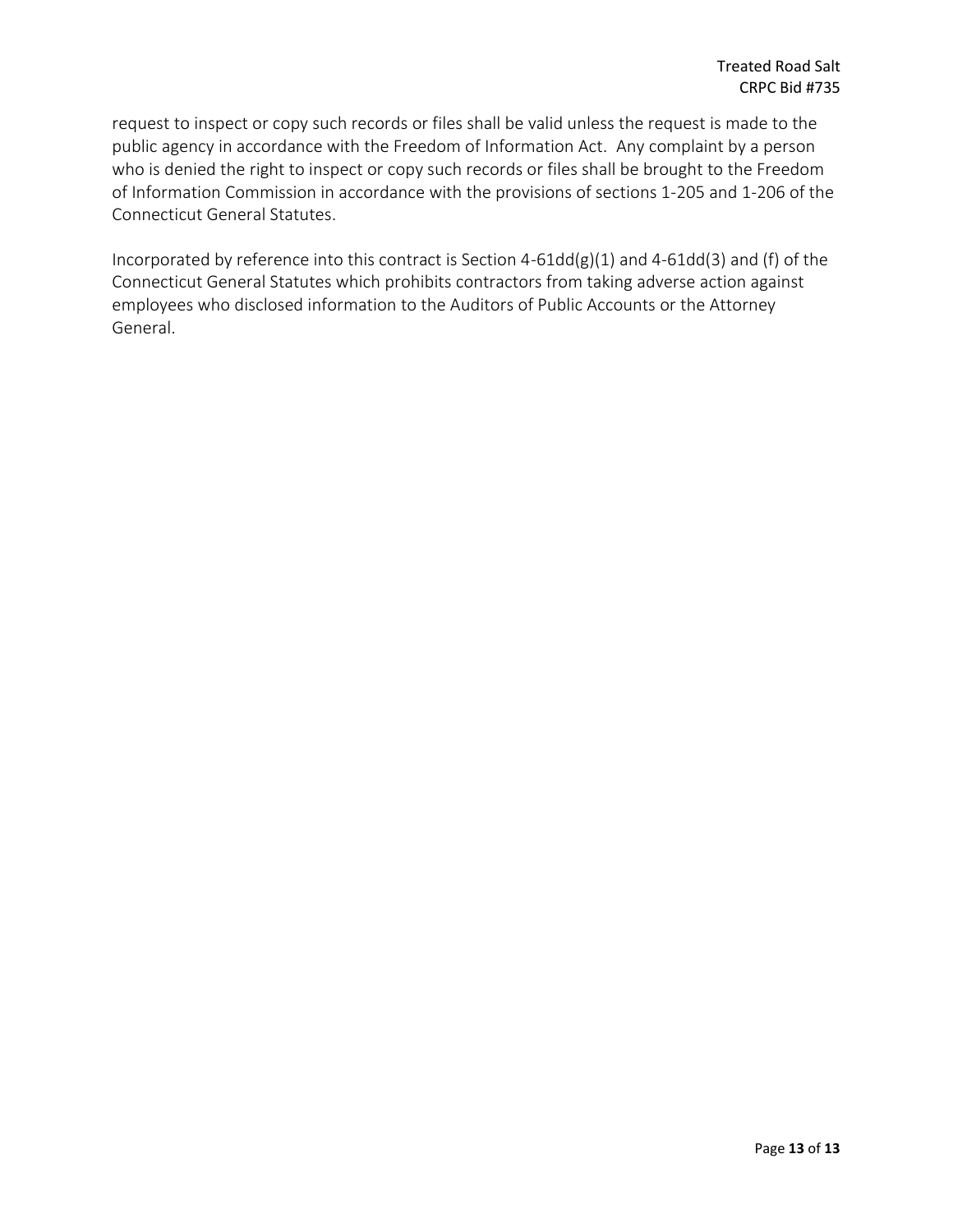request to inspect or copy such records or files shall be valid unless the request is made to the public agency in accordance with the Freedom of Information Act. Any complaint by a person who is denied the right to inspect or copy such records or files shall be brought to the Freedom of Information Commission in accordance with the provisions of sections 1-205 and 1-206 of the Connecticut General Statutes.

Incorporated by reference into this contract is Section 4-61dd(g)(1) and 4-61dd(3) and (f) of the Connecticut General Statutes which prohibits contractors from taking adverse action against employees who disclosed information to the Auditors of Public Accounts or the Attorney General.